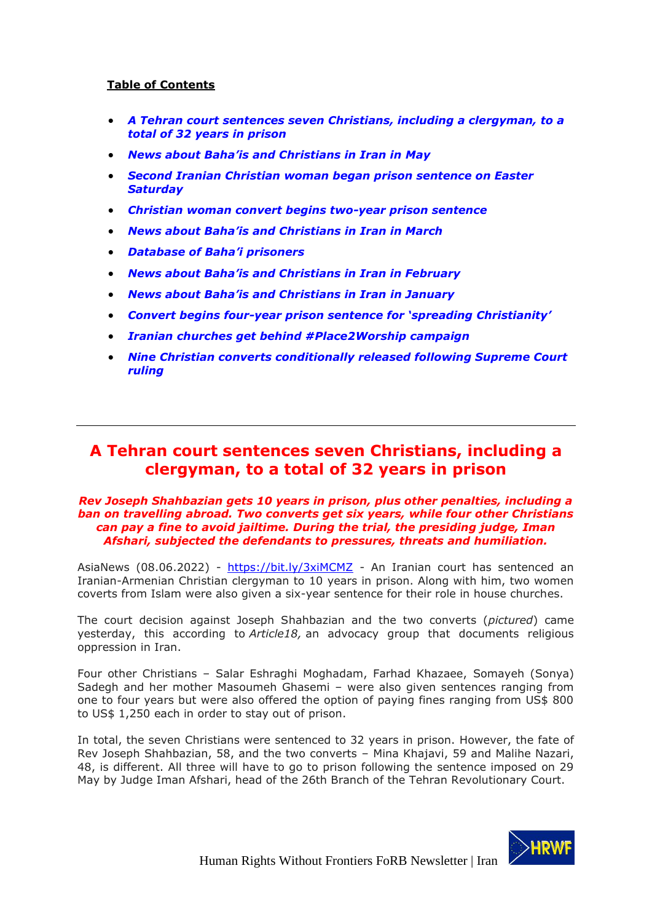**Table of Contents**

- ***A Tehran court sentences seven Christians, including a clergyman, to a total of 32 years in prison***
- ***News about Baha'is and Christians in Iran in May***
- ***Second Iranian Christian woman began prison sentence on Easter Saturday***
- ***Christian woman convert begins two-year prison sentence***
- ***News about Baha'is and Christians in Iran in March***
- ***Database of Baha'i prisoners***
- ***News about Baha'is and Christians in Iran in February***
- ***News about Baha'is and Christians in Iran in January***
- ***Convert begins four-year prison sentence for 'spreading Christianity'***
- ***Iranian churches get behind #Place2Worship campaign***
- ***Nine Christian converts conditionally released following Supreme Court ruling***

---

# A Tehran court sentences seven Christians, including a clergyman, to a total of 32 years in prison

***Rev Joseph Shahbazian gets 10 years in prison, plus other penalties, including a ban on travelling abroad. Two converts get six years, while four other Christians can pay a fine to avoid jailtime. During the trial, the presiding judge, Iman Afshari, subjected the defendants to pressures, threats and humiliation.***

AsiaNews (08.06.2022) - https://bit.ly/3xiMCMZ - An Iranian court has sentenced an Iranian-Armenian Christian clergyman to 10 years in prison. Along with him, two women coverts from Islam were also given a six-year sentence for their role in house churches.

The court decision against Joseph Shahbazian and the two converts (*pictured*) came yesterday, this according to *Article18,* an advocacy group that documents religious oppression in Iran.

Four other Christians – Salar Eshraghi Moghadam, Farhad Khazaee, Somayeh (Sonya) Sadegh and her mother Masoumeh Ghasemi – were also given sentences ranging from one to four years but were also offered the option of paying fines ranging from US$ 800 to US$ 1,250 each in order to stay out of prison.

In total, the seven Christians were sentenced to 32 years in prison. However, the fate of Rev Joseph Shahbazian, 58, and the two converts – Mina Khajavi, 59 and Malihe Nazari, 48, is different. All three will have to go to prison following the sentence imposed on 29 May by Judge Iman Afshari, head of the 26th Branch of the Tehran Revolutionary Court.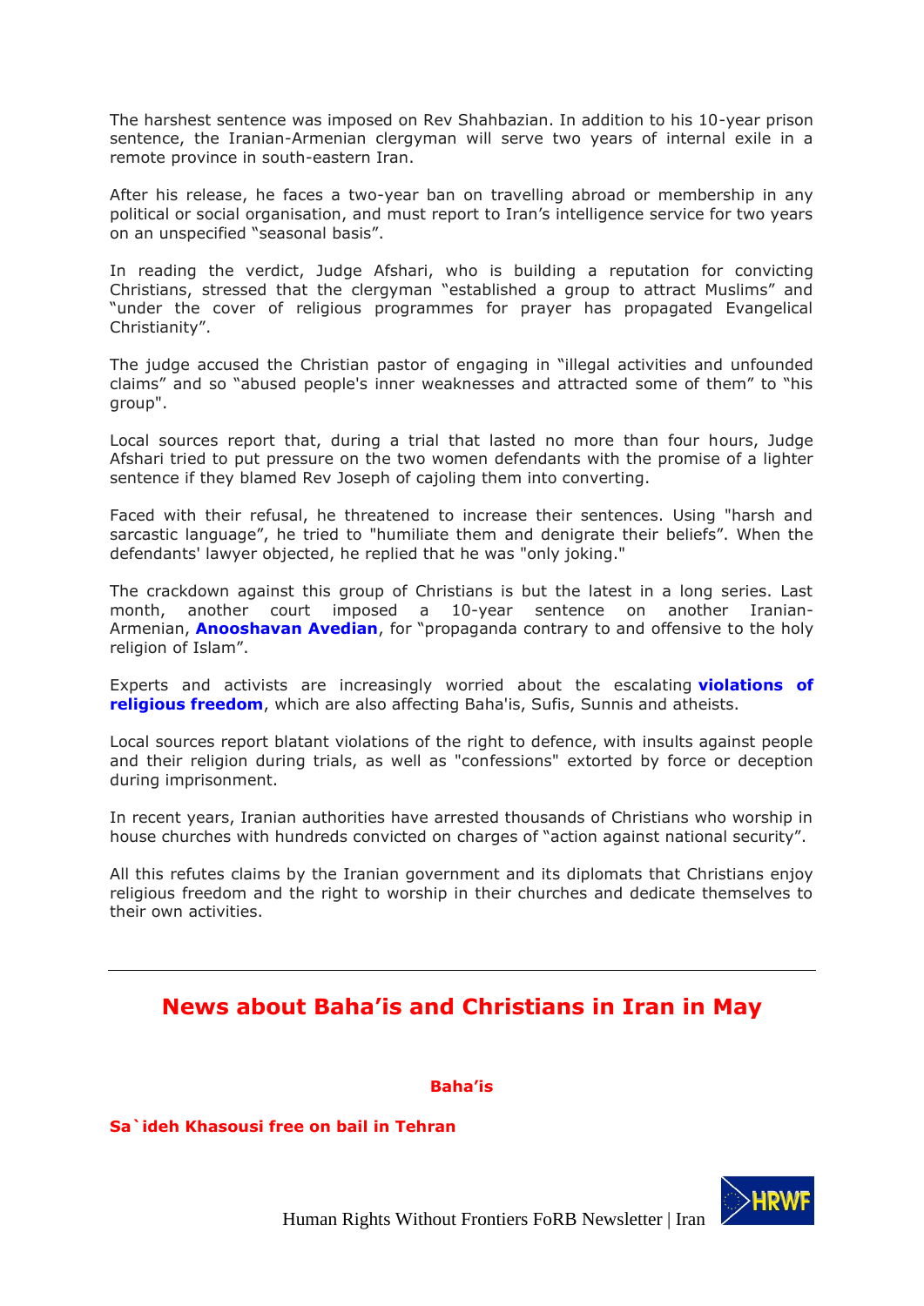The harshest sentence was imposed on Rev Shahbazian. In addition to his 10-year prison sentence, the Iranian-Armenian clergyman will serve two years of internal exile in a remote province in south-eastern Iran.

After his release, he faces a two-year ban on travelling abroad or membership in any political or social organisation, and must report to Iran's intelligence service for two years on an unspecified "seasonal basis".

In reading the verdict, Judge Afshari, who is building a reputation for convicting Christians, stressed that the clergyman "established a group to attract Muslims" and "under the cover of religious programmes for prayer has propagated Evangelical Christianity".

The judge accused the Christian pastor of engaging in "illegal activities and unfounded claims" and so "abused people's inner weaknesses and attracted some of them" to "his group".

Local sources report that, during a trial that lasted no more than four hours, Judge Afshari tried to put pressure on the two women defendants with the promise of a lighter sentence if they blamed Rev Joseph of cajoling them into converting.

Faced with their refusal, he threatened to increase their sentences. Using "harsh and sarcastic language", he tried to "humiliate them and denigrate their beliefs". When the defendants' lawyer objected, he replied that he was "only joking."

The crackdown against this group of Christians is but the latest in a long series. Last month, another court imposed a 10-year sentence on another Iranian-Armenian, **Anooshavan Avedian**, for "propaganda contrary to and offensive to the holy religion of Islam".

Experts and activists are increasingly worried about the escalating **violations of religious freedom**, which are also affecting Baha'is, Sufis, Sunnis and atheists.

Local sources report blatant violations of the right to defence, with insults against people and their religion during trials, as well as "confessions" extorted by force or deception during imprisonment.

In recent years, Iranian authorities have arrested thousands of Christians who worship in house churches with hundreds convicted on charges of "action against national security".

All this refutes claims by the Iranian government and its diplomats that Christians enjoy religious freedom and the right to worship in their churches and dedicate themselves to their own activities.

---

# News about Baha'is and Christians in Iran in May

## Baha'is

### Sa`ideh Khasousi free on bail in Tehran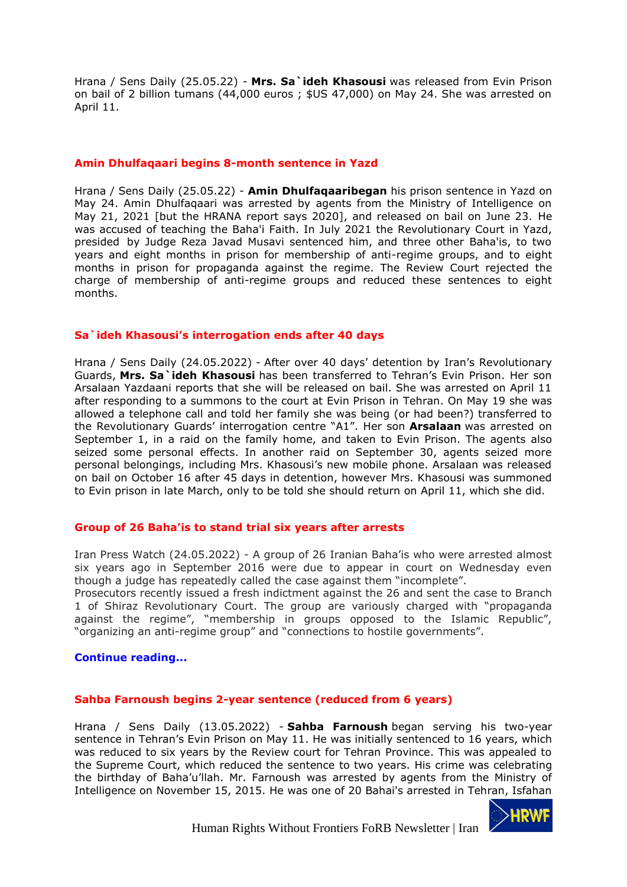Hrana / Sens Daily (25.05.22) - **Mrs. Sa`ideh Khasousi** was released from Evin Prison on bail of 2 billion tumans (44,000 euros ; $US 47,000) on May 24. She was arrested on April 11.

## Amin Dhulfaqaari begins 8-month sentence in Yazd

Hrana / Sens Daily (25.05.22) - **Amin Dhulfaqaaribegan** his prison sentence in Yazd on May 24. Amin Dhulfaqaari was arrested by agents from the Ministry of Intelligence on May 21, 2021 [but the HRANA report says 2020], and released on bail on June 23. He was accused of teaching the Baha'i Faith. In July 2021 the Revolutionary Court in Yazd, presided by Judge Reza Javad Musavi sentenced him, and three other Baha'is, to two years and eight months in prison for membership of anti-regime groups, and to eight months in prison for propaganda against the regime. The Review Court rejected the charge of membership of anti-regime groups and reduced these sentences to eight months.

## Sa`ideh Khasousi's interrogation ends after 40 days

Hrana / Sens Daily (24.05.2022) - After over 40 days' detention by Iran's Revolutionary Guards, **Mrs. Sa`ideh Khasousi** has been transferred to Tehran's Evin Prison. Her son Arsalaan Yazdaani reports that she will be released on bail. She was arrested on April 11 after responding to a summons to the court at Evin Prison in Tehran. On May 19 she was allowed a telephone call and told her family she was being (or had been?) transferred to the Revolutionary Guards' interrogation centre "A1". Her son **Arsalaan** was arrested on September 1, in a raid on the family home, and taken to Evin Prison. The agents also seized some personal effects. In another raid on September 30, agents seized more personal belongings, including Mrs. Khasousi's new mobile phone. Arsalaan was released on bail on October 16 after 45 days in detention, however Mrs. Khasousi was summoned to Evin prison in late March, only to be told she should return on April 11, which she did.

## Group of 26 Baha'is to stand trial six years after arrests

Iran Press Watch (24.05.2022) - A group of 26 Iranian Baha'is who were arrested almost six years ago in September 2016 were due to appear in court on Wednesday even though a judge has repeatedly called the case against them "incomplete".
Prosecutors recently issued a fresh indictment against the 26 and sent the case to Branch 1 of Shiraz Revolutionary Court. The group are variously charged with "propaganda against the regime", "membership in groups opposed to the Islamic Republic", "organizing an anti-regime group" and "connections to hostile governments".

**Continue reading…**

## Sahba Farnoush begins 2-year sentence (reduced from 6 years)

Hrana / Sens Daily (13.05.2022) - **Sahba Farnoush** began serving his two-year sentence in Tehran's Evin Prison on May 11. He was initially sentenced to 16 years, which was reduced to six years by the Review court for Tehran Province. This was appealed to the Supreme Court, which reduced the sentence to two years. His crime was celebrating the birthday of Baha'u'llah. Mr. Farnoush was arrested by agents from the Ministry of Intelligence on November 15, 2015. He was one of 20 Bahai's arrested in Tehran, Isfahan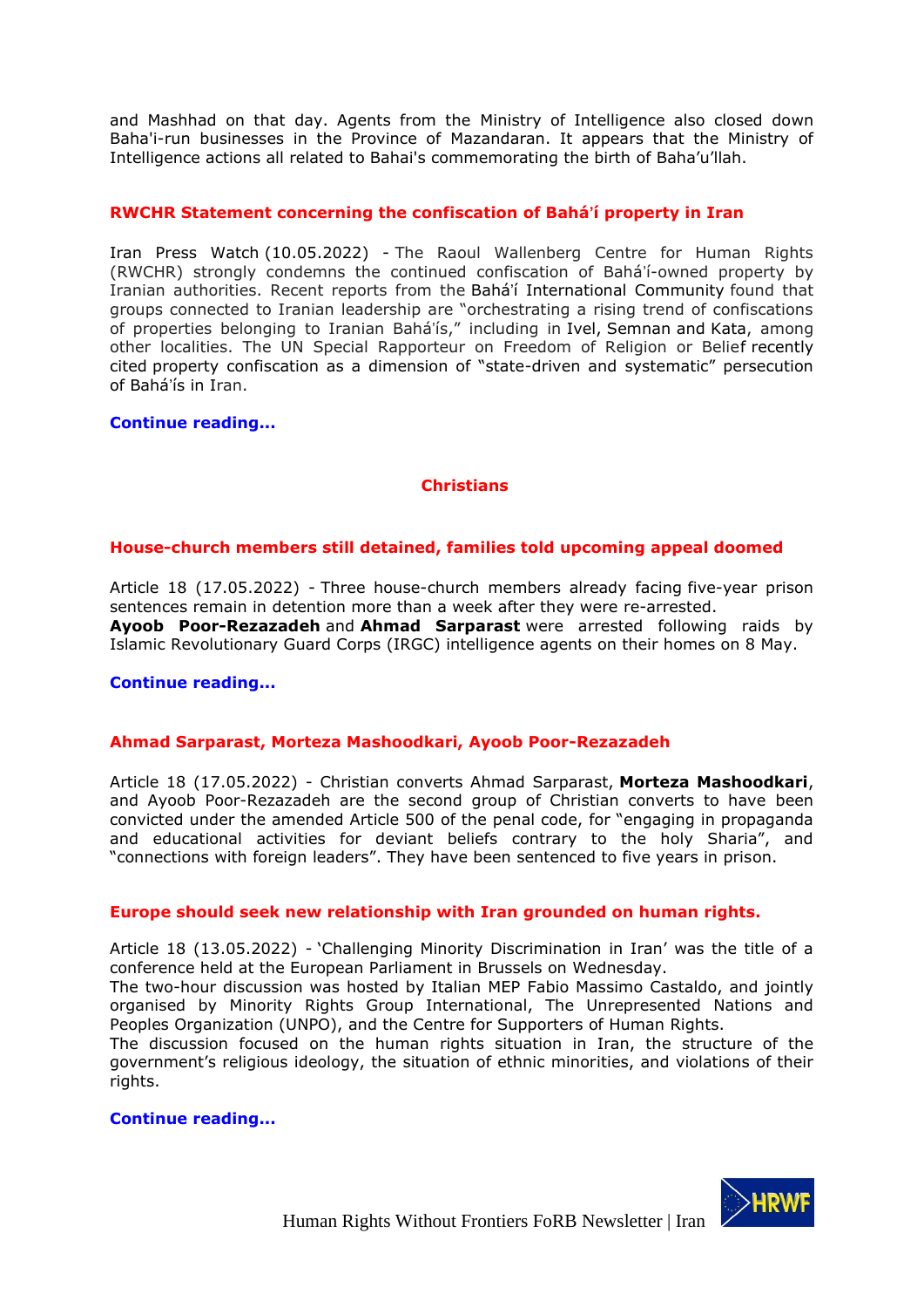and Mashhad on that day. Agents from the Ministry of Intelligence also closed down Baha'i-run businesses in the Province of Mazandaran. It appears that the Ministry of Intelligence actions all related to Bahai's commemorating the birth of Baha'u'llah.

### RWCHR Statement concerning the confiscation of Bahá'í property in Iran

Iran Press Watch (10.05.2022) - The Raoul Wallenberg Centre for Human Rights (RWCHR) strongly condemns the continued confiscation of Bahá'í-owned property by Iranian authorities. Recent reports from the Bahá'í International Community found that groups connected to Iranian leadership are "orchestrating a rising trend of confiscations of properties belonging to Iranian Bahá'ís," including in Ivel, Semnan and Kata, among other localities. The UN Special Rapporteur on Freedom of Religion or Belief recently cited property confiscation as a dimension of "state-driven and systematic" persecution of Bahá'ís in Iran.

**Continue reading…**

## Christians

### House-church members still detained, families told upcoming appeal doomed

Article 18 (17.05.2022) - Three house-church members already facing five-year prison sentences remain in detention more than a week after they were re-arrested.
**Ayoob Poor-Rezazadeh** and **Ahmad Sarparast** were arrested following raids by Islamic Revolutionary Guard Corps (IRGC) intelligence agents on their homes on 8 May.

**Continue reading…**

### Ahmad Sarparast, Morteza Mashoodkari, Ayoob Poor-Rezazadeh

Article 18 (17.05.2022) - Christian converts Ahmad Sarparast, **Morteza Mashoodkari**, and Ayoob Poor-Rezazadeh are the second group of Christian converts to have been convicted under the amended Article 500 of the penal code, for "engaging in propaganda and educational activities for deviant beliefs contrary to the holy Sharia", and "connections with foreign leaders". They have been sentenced to five years in prison.

### Europe should seek new relationship with Iran grounded on human rights.

Article 18 (13.05.2022) - 'Challenging Minority Discrimination in Iran' was the title of a conference held at the European Parliament in Brussels on Wednesday.
The two-hour discussion was hosted by Italian MEP Fabio Massimo Castaldo, and jointly organised by Minority Rights Group International, The Unrepresented Nations and Peoples Organization (UNPO), and the Centre for Supporters of Human Rights.
The discussion focused on the human rights situation in Iran, the structure of the government's religious ideology, the situation of ethnic minorities, and violations of their rights.

**Continue reading…**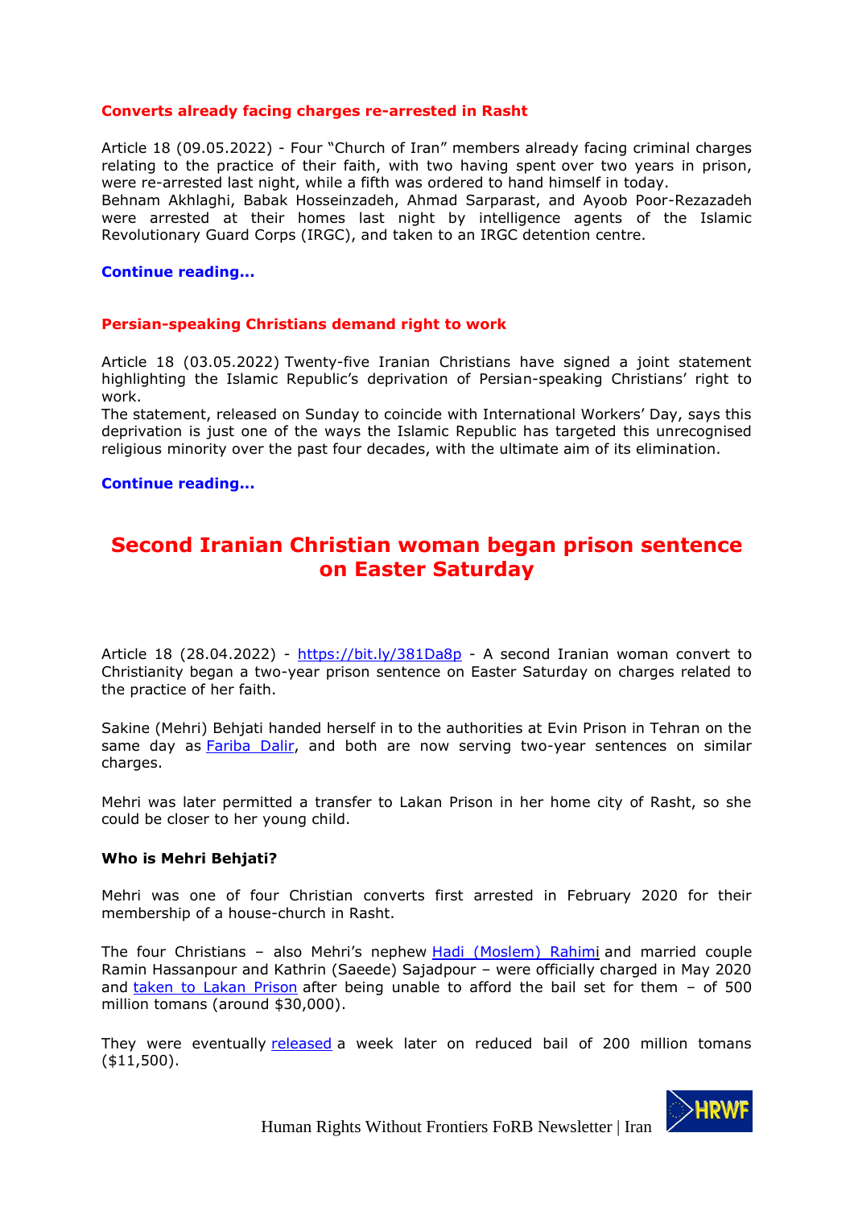### Converts already facing charges re-arrested in Rasht

Article 18 (09.05.2022) - Four "Church of Iran" members already facing criminal charges relating to the practice of their faith, with two having spent over two years in prison, were re-arrested last night, while a fifth was ordered to hand himself in today.
Behnam Akhlaghi, Babak Hosseinzadeh, Ahmad Sarparast, and Ayoob Poor-Rezazadeh were arrested at their homes last night by intelligence agents of the Islamic Revolutionary Guard Corps (IRGC), and taken to an IRGC detention centre.

**Continue reading…**

### Persian-speaking Christians demand right to work

Article 18 (03.05.2022) Twenty-five Iranian Christians have signed a joint statement highlighting the Islamic Republic's deprivation of Persian-speaking Christians' right to work.
The statement, released on Sunday to coincide with International Workers' Day, says this deprivation is just one of the ways the Islamic Republic has targeted this unrecognised religious minority over the past four decades, with the ultimate aim of its elimination.

**Continue reading…**

## Second Iranian Christian woman began prison sentence on Easter Saturday

Article 18 (28.04.2022) - https://bit.ly/381Da8p - A second Iranian woman convert to Christianity began a two-year prison sentence on Easter Saturday on charges related to the practice of her faith.

Sakine (Mehri) Behjati handed herself in to the authorities at Evin Prison in Tehran on the same day as Fariba Dalir, and both are now serving two-year sentences on similar charges.

Mehri was later permitted a transfer to Lakan Prison in her home city of Rasht, so she could be closer to her young child.

**Who is Mehri Behjati?**

Mehri was one of four Christian converts first arrested in February 2020 for their membership of a house-church in Rasht.

The four Christians – also Mehri's nephew Hadi (Moslem) Rahimi and married couple Ramin Hassanpour and Kathrin (Saeede) Sajadpour – were officially charged in May 2020 and taken to Lakan Prison after being unable to afford the bail set for them – of 500 million tomans (around $30,000).

They were eventually released a week later on reduced bail of 200 million tomans ($11,500).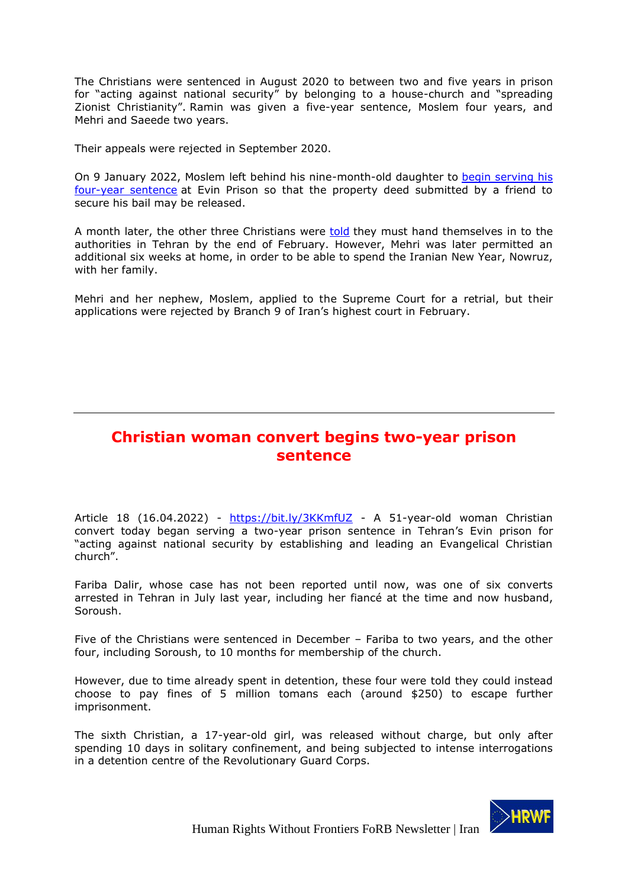The Christians were sentenced in August 2020 to between two and five years in prison for "acting against national security" by belonging to a house-church and "spreading Zionist Christianity". Ramin was given a five-year sentence, Moslem four years, and Mehri and Saeede two years.

Their appeals were rejected in September 2020.

On 9 January 2022, Moslem left behind his nine-month-old daughter to [begin serving his four-year sentence](#) at Evin Prison so that the property deed submitted by a friend to secure his bail may be released.

A month later, the other three Christians were [told](#) they must hand themselves in to the authorities in Tehran by the end of February. However, Mehri was later permitted an additional six weeks at home, in order to be able to spend the Iranian New Year, Nowruz, with her family.

Mehri and her nephew, Moslem, applied to the Supreme Court for a retrial, but their applications were rejected by Branch 9 of Iran's highest court in February.

---

## Christian woman convert begins two-year prison sentence

Article 18 (16.04.2022) - https://bit.ly/3KKmfUZ - A 51-year-old woman Christian convert today began serving a two-year prison sentence in Tehran's Evin prison for "acting against national security by establishing and leading an Evangelical Christian church".

Fariba Dalir, whose case has not been reported until now, was one of six converts arrested in Tehran in July last year, including her fiancé at the time and now husband, Soroush.

Five of the Christians were sentenced in December – Fariba to two years, and the other four, including Soroush, to 10 months for membership of the church.

However, due to time already spent in detention, these four were told they could instead choose to pay fines of 5 million tomans each (around $250) to escape further imprisonment.

The sixth Christian, a 17-year-old girl, was released without charge, but only after spending 10 days in solitary confinement, and being subjected to intense interrogations in a detention centre of the Revolutionary Guard Corps.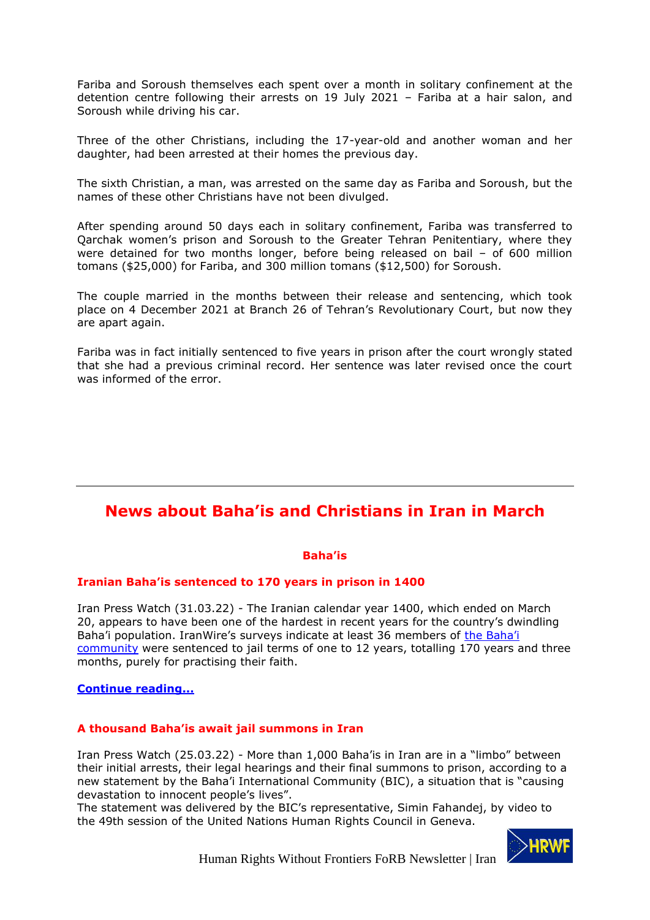Fariba and Soroush themselves each spent over a month in solitary confinement at the detention centre following their arrests on 19 July 2021 – Fariba at a hair salon, and Soroush while driving his car.

Three of the other Christians, including the 17-year-old and another woman and her daughter, had been arrested at their homes the previous day.

The sixth Christian, a man, was arrested on the same day as Fariba and Soroush, but the names of these other Christians have not been divulged.

After spending around 50 days each in solitary confinement, Fariba was transferred to Qarchak women's prison and Soroush to the Greater Tehran Penitentiary, where they were detained for two months longer, before being released on bail – of 600 million tomans ($25,000) for Fariba, and 300 million tomans ($12,500) for Soroush.

The couple married in the months between their release and sentencing, which took place on 4 December 2021 at Branch 26 of Tehran's Revolutionary Court, but now they are apart again.

Fariba was in fact initially sentenced to five years in prison after the court wrongly stated that she had a previous criminal record. Her sentence was later revised once the court was informed of the error.

---

## News about Baha'is and Christians in Iran in March

### Baha'is

#### Iranian Baha'is sentenced to 170 years in prison in 1400

Iran Press Watch (31.03.22) - The Iranian calendar year 1400, which ended on March 20, appears to have been one of the hardest in recent years for the country's dwindling Baha'i population. IranWire's surveys indicate at least 36 members of the Baha'i community were sentenced to jail terms of one to 12 years, totalling 170 years and three months, purely for practising their faith.

**Continue reading…**

#### A thousand Baha'is await jail summons in Iran

Iran Press Watch (25.03.22) - More than 1,000 Baha'is in Iran are in a "limbo" between their initial arrests, their legal hearings and their final summons to prison, according to a new statement by the Baha'i International Community (BIC), a situation that is "causing devastation to innocent people's lives".
The statement was delivered by the BIC's representative, Simin Fahandej, by video to the 49th session of the United Nations Human Rights Council in Geneva.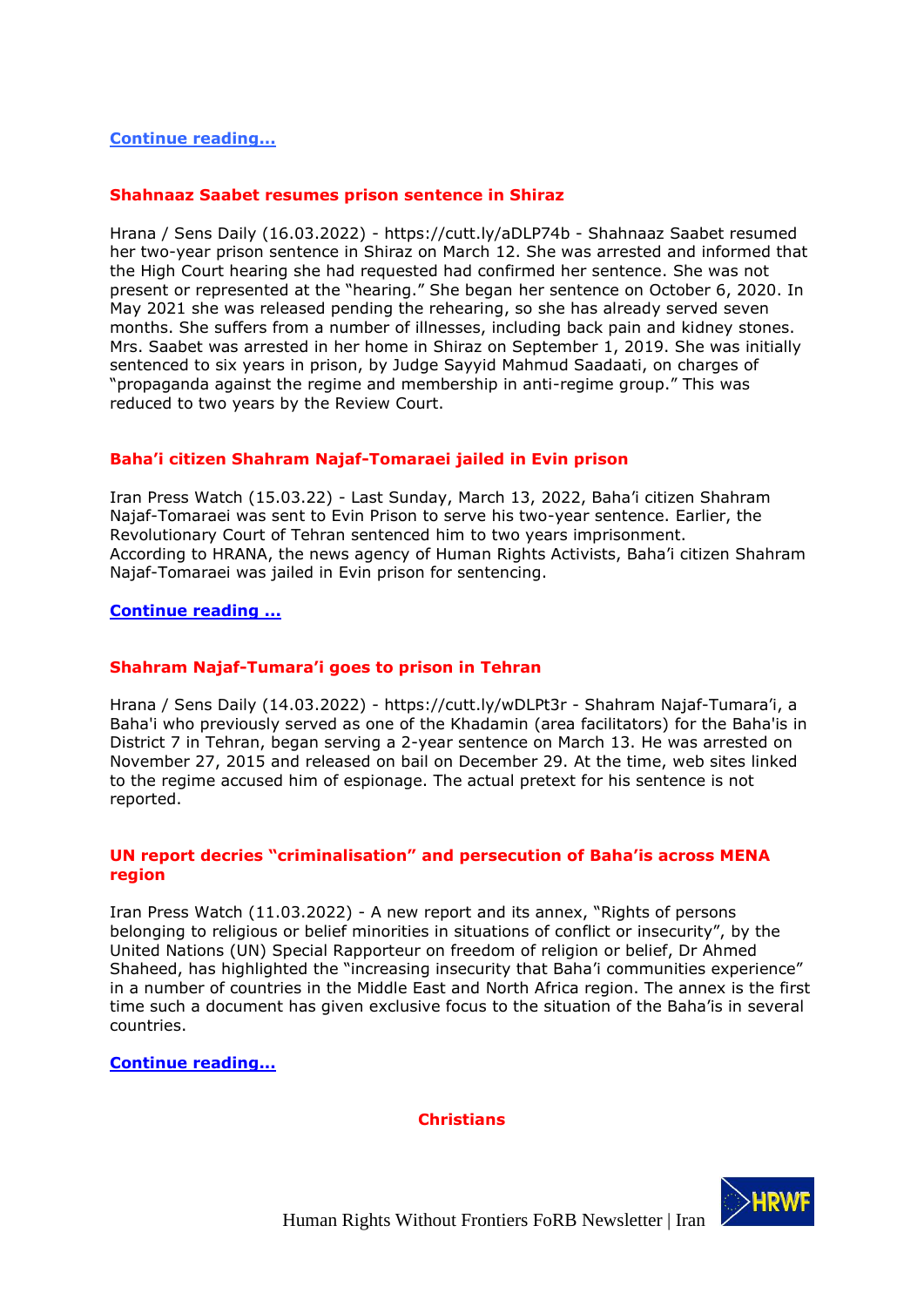**Continue reading…**

### Shahnaaz Saabet resumes prison sentence in Shiraz

Hrana / Sens Daily (16.03.2022) - https://cutt.ly/aDLP74b - Shahnaaz Saabet resumed her two-year prison sentence in Shiraz on March 12. She was arrested and informed that the High Court hearing she had requested had confirmed her sentence. She was not present or represented at the "hearing." She began her sentence on October 6, 2020. In May 2021 she was released pending the rehearing, so she has already served seven months. She suffers from a number of illnesses, including back pain and kidney stones. Mrs. Saabet was arrested in her home in Shiraz on September 1, 2019. She was initially sentenced to six years in prison, by Judge Sayyid Mahmud Saadaati, on charges of "propaganda against the regime and membership in anti-regime group." This was reduced to two years by the Review Court.

### Baha'i citizen Shahram Najaf-Tomaraei jailed in Evin prison

Iran Press Watch (15.03.22) - Last Sunday, March 13, 2022, Baha'i citizen Shahram Najaf-Tomaraei was sent to Evin Prison to serve his two-year sentence. Earlier, the Revolutionary Court of Tehran sentenced him to two years imprisonment.
According to HRANA, the news agency of Human Rights Activists, Baha'i citizen Shahram Najaf-Tomaraei was jailed in Evin prison for sentencing.

**Continue reading …**

### Shahram Najaf-Tumara'i goes to prison in Tehran

Hrana / Sens Daily (14.03.2022) - https://cutt.ly/wDLPt3r - Shahram Najaf-Tumara'i, a Baha'i who previously served as one of the Khadamin (area facilitators) for the Baha'is in District 7 in Tehran, began serving a 2-year sentence on March 13. He was arrested on November 27, 2015 and released on bail on December 29. At the time, web sites linked to the regime accused him of espionage. The actual pretext for his sentence is not reported.

### UN report decries "criminalisation" and persecution of Baha'is across MENA region

Iran Press Watch (11.03.2022) - A new report and its annex, "Rights of persons belonging to religious or belief minorities in situations of conflict or insecurity", by the United Nations (UN) Special Rapporteur on freedom of religion or belief, Dr Ahmed Shaheed, has highlighted the "increasing insecurity that Baha'i communities experience" in a number of countries in the Middle East and North Africa region. The annex is the first time such a document has given exclusive focus to the situation of the Baha'is in several countries.

**Continue reading…**

## Christians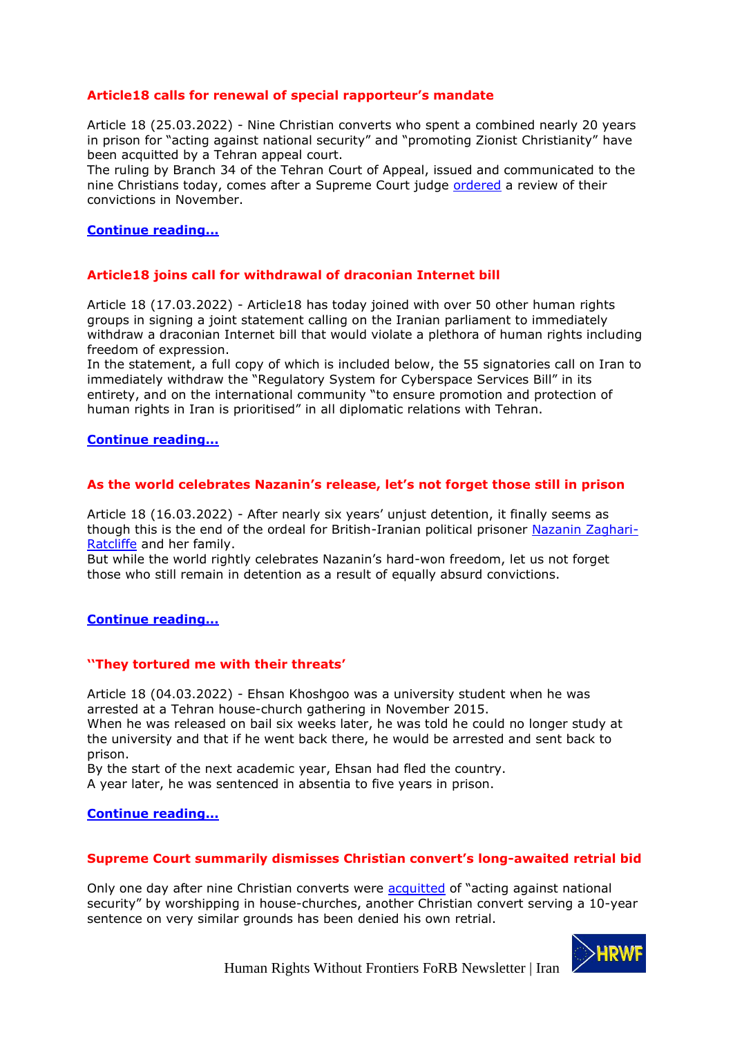### Article18 calls for renewal of special rapporteur's mandate

Article 18 (25.03.2022) - Nine Christian converts who spent a combined nearly 20 years in prison for "acting against national security" and "promoting Zionist Christianity" have been acquitted by a Tehran appeal court.
The ruling by Branch 34 of the Tehran Court of Appeal, issued and communicated to the nine Christians today, comes after a Supreme Court judge ordered a review of their convictions in November.

**Continue reading…**

### Article18 joins call for withdrawal of draconian Internet bill

Article 18 (17.03.2022) - Article18 has today joined with over 50 other human rights groups in signing a joint statement calling on the Iranian parliament to immediately withdraw a draconian Internet bill that would violate a plethora of human rights including freedom of expression.
In the statement, a full copy of which is included below, the 55 signatories call on Iran to immediately withdraw the "Regulatory System for Cyberspace Services Bill" in its entirety, and on the international community "to ensure promotion and protection of human rights in Iran is prioritised" in all diplomatic relations with Tehran.

**Continue reading…**

### As the world celebrates Nazanin's release, let's not forget those still in prison

Article 18 (16.03.2022) - After nearly six years' unjust detention, it finally seems as though this is the end of the ordeal for British-Iranian political prisoner Nazanin Zaghari-Ratcliffe and her family.
But while the world rightly celebrates Nazanin's hard-won freedom, let us not forget those who still remain in detention as a result of equally absurd convictions.

**Continue reading…**

### 'They tortured me with their threats'

Article 18 (04.03.2022) - Ehsan Khoshgoo was a university student when he was arrested at a Tehran house-church gathering in November 2015.
When he was released on bail six weeks later, he was told he could no longer study at the university and that if he went back there, he would be arrested and sent back to prison.
By the start of the next academic year, Ehsan had fled the country.
A year later, he was sentenced in absentia to five years in prison.

**Continue reading…**

### Supreme Court summarily dismisses Christian convert's long-awaited retrial bid

Only one day after nine Christian converts were acquitted of "acting against national security" by worshipping in house-churches, another Christian convert serving a 10-year sentence on very similar grounds has been denied his own retrial.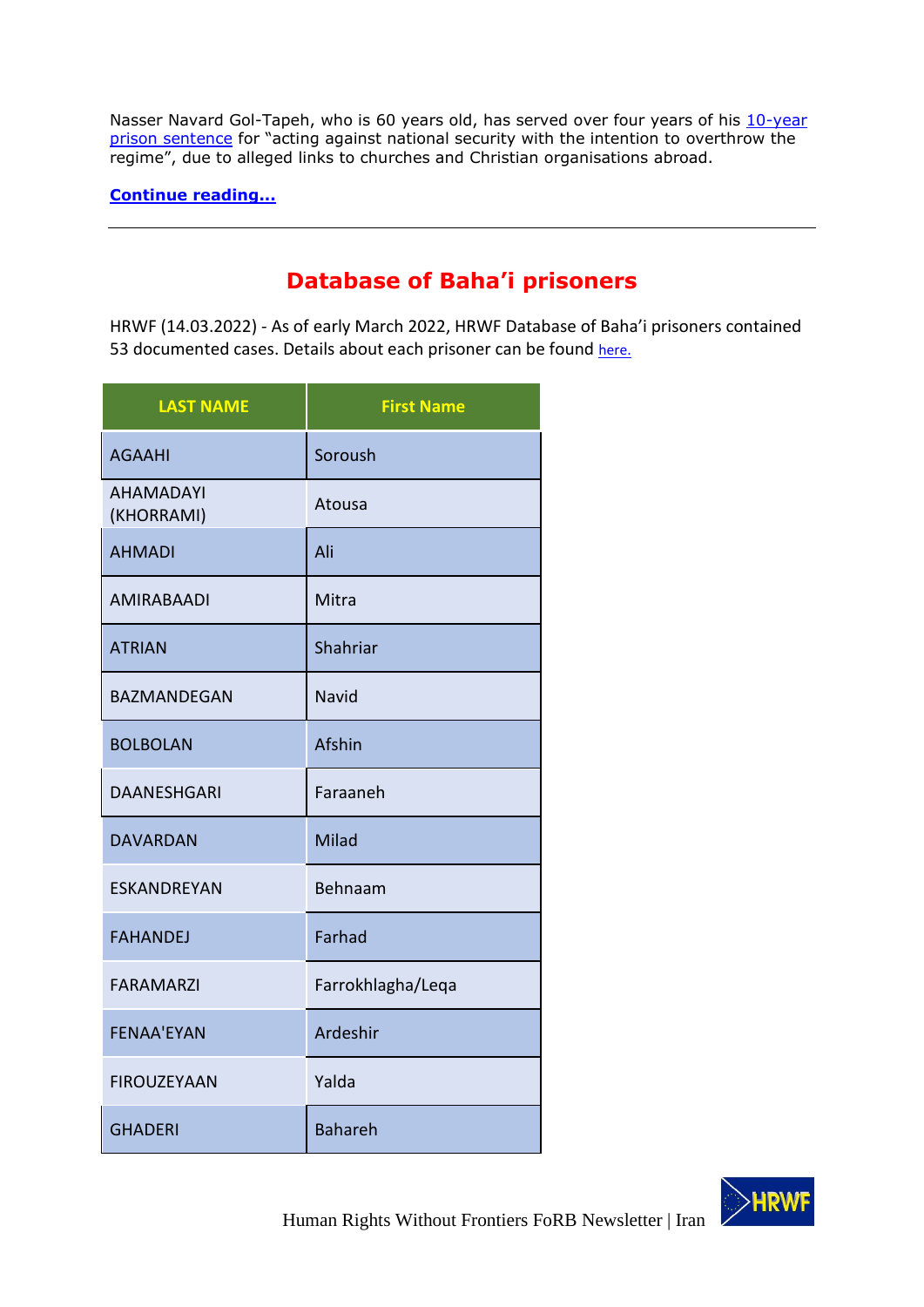Nasser Navard Gol-Tapeh, who is 60 years old, has served over four years of his [10-year prison sentence] for "acting against national security with the intention to overthrow the regime", due to alleged links to churches and Christian organisations abroad.

**[Continue reading…]**

---

## Database of Baha'i prisoners

HRWF (14.03.2022) - As of early March 2022, HRWF Database of Baha'i prisoners contained 53 documented cases. Details about each prisoner can be found [here.]

| LAST NAME | First Name |
|---|---|
| AGAAHI | Soroush |
| AHAMADAYI (KHORRAMI) | Atousa |
| AHMADI | Ali |
| AMIRABAADI | Mitra |
| ATRIAN | Shahriar |
| BAZMANDEGAN | Navid |
| BOLBOLAN | Afshin |
| DAANESHGARI | Faraaneh |
| DAVARDAN | Milad |
| ESKANDREYAN | Behnaam |
| FAHANDEJ | Farhad |
| FARAMARZI | Farrokhlagha/Leqa |
| FENAA'EYAN | Ardeshir |
| FIROUZEYAAN | Yalda |
| GHADERI | Bahareh |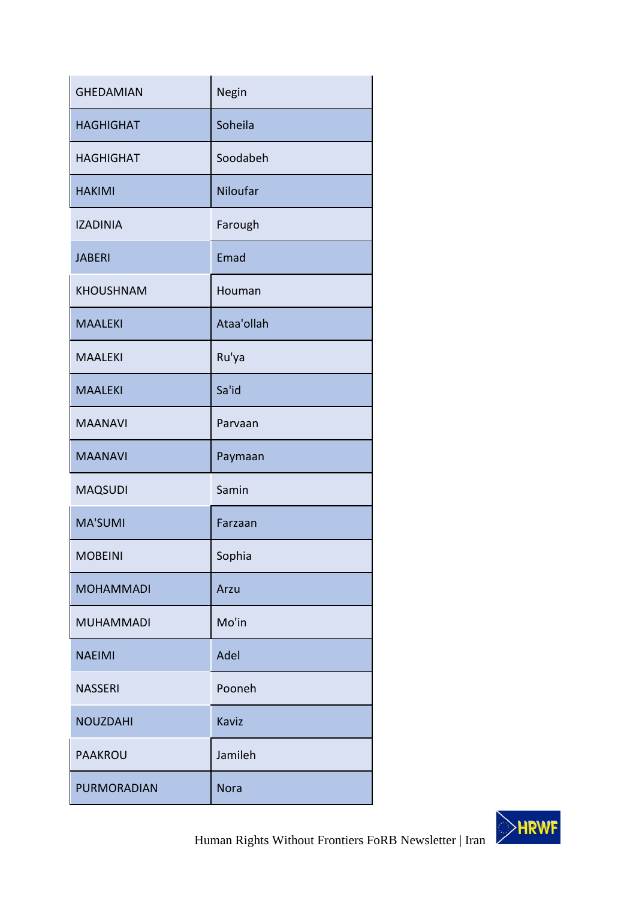| | |
|---|---|
| GHEDAMIAN | Negin |
| HAGHIGHAT | Soheila |
| HAGHIGHAT | Soodabeh |
| HAKIMI | Niloufar |
| IZADINIA | Farough |
| JABERI | Emad |
| KHOUSHNAM | Houman |
| MAALEKI | Ataa'ollah |
| MAALEKI | Ru'ya |
| MAALEKI | Sa'id |
| MAANAVI | Parvaan |
| MAANAVI | Paymaan |
| MAQSUDI | Samin |
| MA'SUMI | Farzaan |
| MOBEINI | Sophia |
| MOHAMMADI | Arzu |
| MUHAMMADI | Mo'in |
| NAEIMI | Adel |
| NASSERI | Pooneh |
| NOUZDAHI | Kaviz |
| PAAKROU | Jamileh |
| PURMORADIAN | Nora |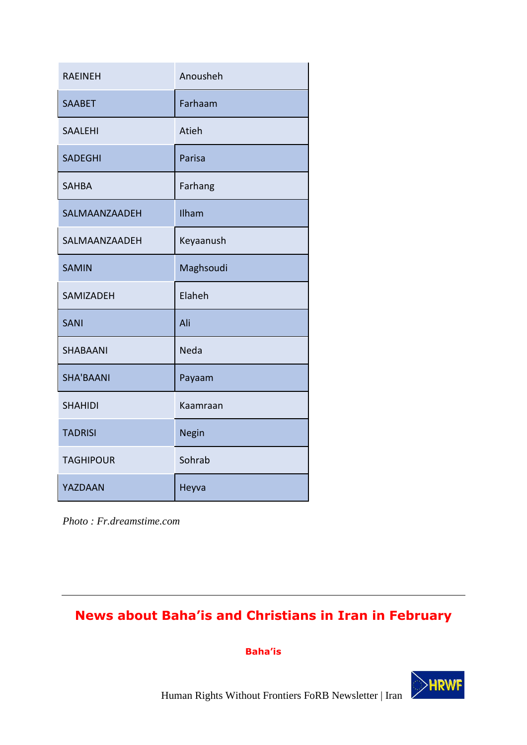| RAEINEH | Anousheh |
|---|---|
| SAABET | Farhaam |
| SAALEHI | Atieh |
| SADEGHI | Parisa |
| SAHBA | Farhang |
| SALMAANZAADEH | Ilham |
| SALMAANZAADEH | Keyaanush |
| SAMIN | Maghsoudi |
| SAMIZADEH | Elaheh |
| SANI | Ali |
| SHABAANI | Neda |
| SHA'BAANI | Payaam |
| SHAHIDI | Kaamraan |
| TADRISI | Negin |
| TAGHIPOUR | Sohrab |
| YAZDAAN | Heyva |

*Photo : Fr.dreamstime.com*

---

## News about Baha'is and Christians in Iran in February

### Baha'is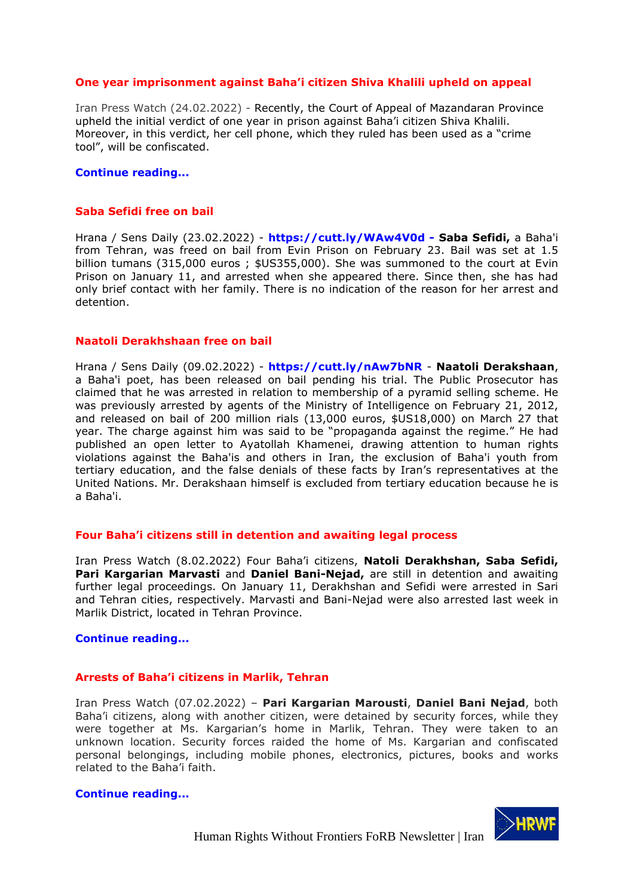### One year imprisonment against Baha'i citizen Shiva Khalili upheld on appeal

Iran Press Watch (24.02.2022) - Recently, the Court of Appeal of Mazandaran Province upheld the initial verdict of one year in prison against Baha'i citizen Shiva Khalili. Moreover, in this verdict, her cell phone, which they ruled has been used as a "crime tool", will be confiscated.

**Continue reading…**

### Saba Sefidi free on bail

Hrana / Sens Daily (23.02.2022) - **https://cutt.ly/WAw4V0d - Saba Sefidi,** a Baha'i from Tehran, was freed on bail from Evin Prison on February 23. Bail was set at 1.5 billion tumans (315,000 euros ; $US355,000). She was summoned to the court at Evin Prison on January 11, and arrested when she appeared there. Since then, she has had only brief contact with her family. There is no indication of the reason for her arrest and detention.

### Naatoli Derakhshaan free on bail

Hrana / Sens Daily (09.02.2022) - **https://cutt.ly/nAw7bNR** - **Naatoli Derakshaan**, a Baha'i poet, has been released on bail pending his trial. The Public Prosecutor has claimed that he was arrested in relation to membership of a pyramid selling scheme. He was previously arrested by agents of the Ministry of Intelligence on February 21, 2012, and released on bail of 200 million rials (13,000 euros, $US18,000) on March 27 that year. The charge against him was said to be "propaganda against the regime." He had published an open letter to Ayatollah Khamenei, drawing attention to human rights violations against the Baha'is and others in Iran, the exclusion of Baha'i youth from tertiary education, and the false denials of these facts by Iran's representatives at the United Nations. Mr. Derakshaan himself is excluded from tertiary education because he is a Baha'i.

### Four Baha'i citizens still in detention and awaiting legal process

Iran Press Watch (8.02.2022) Four Baha'i citizens, **Natoli Derakhshan, Saba Sefidi, Pari Kargarian Marvasti** and **Daniel Bani-Nejad,** are still in detention and awaiting further legal proceedings. On January 11, Derakhshan and Sefidi were arrested in Sari and Tehran cities, respectively. Marvasti and Bani-Nejad were also arrested last week in Marlik District, located in Tehran Province.

**Continue reading…**

### Arrests of Baha'i citizens in Marlik, Tehran

Iran Press Watch (07.02.2022) – **Pari Kargarian Marousti**, **Daniel Bani Nejad**, both Baha'i citizens, along with another citizen, were detained by security forces, while they were together at Ms. Kargarian's home in Marlik, Tehran. They were taken to an unknown location. Security forces raided the home of Ms. Kargarian and confiscated personal belongings, including mobile phones, electronics, pictures, books and works related to the Baha'i faith.

**Continue reading…**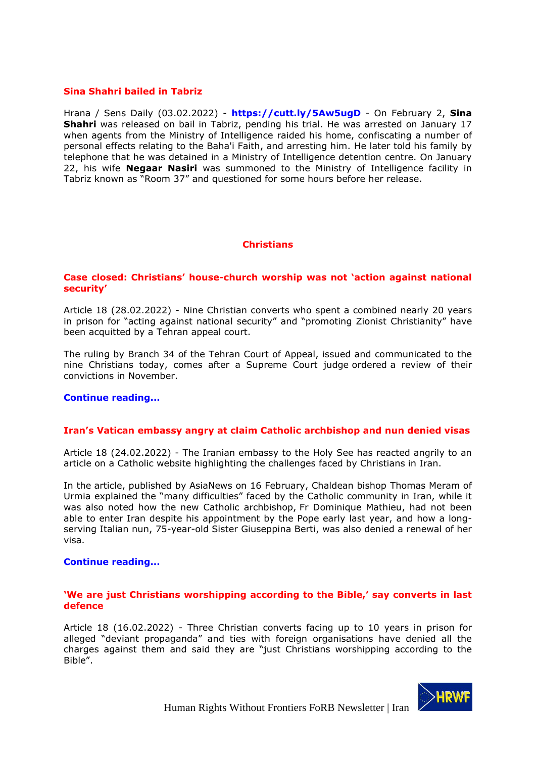### Sina Shahri bailed in Tabriz

Hrana / Sens Daily (03.02.2022) - **https://cutt.ly/5Aw5ugD** - On February 2, **Sina Shahri** was released on bail in Tabriz, pending his trial. He was arrested on January 17 when agents from the Ministry of Intelligence raided his home, confiscating a number of personal effects relating to the Baha'i Faith, and arresting him. He later told his family by telephone that he was detained in a Ministry of Intelligence detention centre. On January 22, his wife **Negaar Nasiri** was summoned to the Ministry of Intelligence facility in Tabriz known as "Room 37" and questioned for some hours before her release.

## Christians

### Case closed: Christians' house-church worship was not 'action against national security'

Article 18 (28.02.2022) - Nine Christian converts who spent a combined nearly 20 years in prison for "acting against national security" and "promoting Zionist Christianity" have been acquitted by a Tehran appeal court.

The ruling by Branch 34 of the Tehran Court of Appeal, issued and communicated to the nine Christians today, comes after a Supreme Court judge ordered a review of their convictions in November.

**Continue reading…**

### Iran's Vatican embassy angry at claim Catholic archbishop and nun denied visas

Article 18 (24.02.2022) - The Iranian embassy to the Holy See has reacted angrily to an article on a Catholic website highlighting the challenges faced by Christians in Iran.

In the article, published by AsiaNews on 16 February, Chaldean bishop Thomas Meram of Urmia explained the "many difficulties" faced by the Catholic community in Iran, while it was also noted how the new Catholic archbishop, Fr Dominique Mathieu, had not been able to enter Iran despite his appointment by the Pope early last year, and how a long-serving Italian nun, 75-year-old Sister Giuseppina Berti, was also denied a renewal of her visa.

**Continue reading…**

### 'We are just Christians worshipping according to the Bible,' say converts in last defence

Article 18 (16.02.2022) - Three Christian converts facing up to 10 years in prison for alleged "deviant propaganda" and ties with foreign organisations have denied all the charges against them and said they are "just Christians worshipping according to the Bible".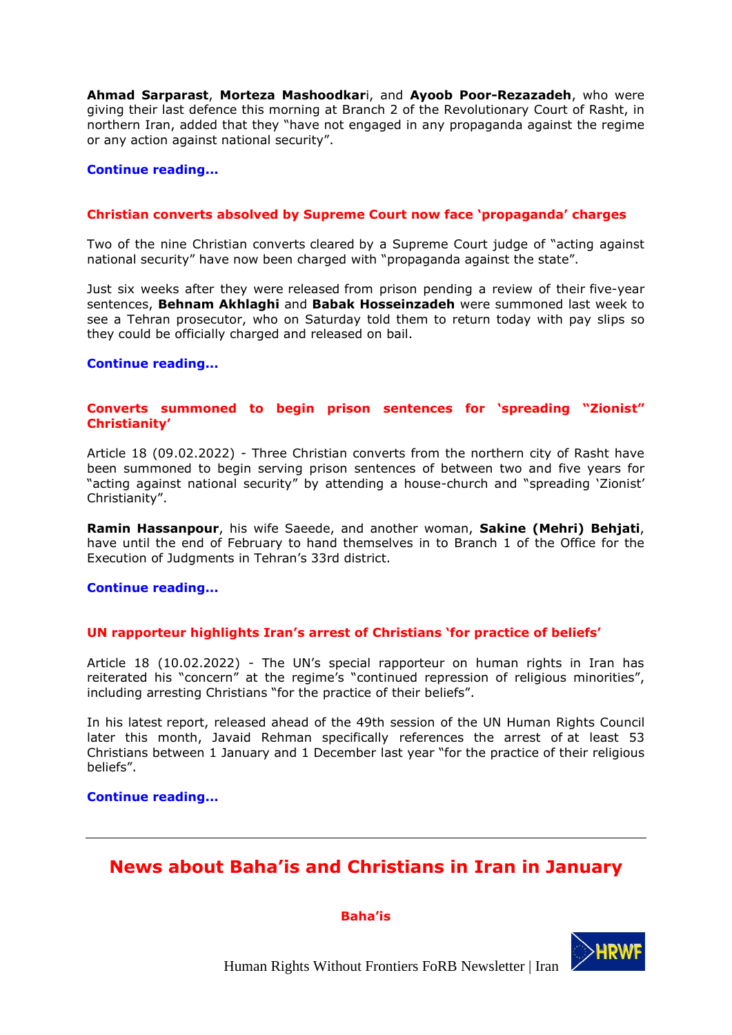**Ahmad Sarparast**, **Morteza Mashoodkar**i, and **Ayoob Poor-Rezazadeh**, who were giving their last defence this morning at Branch 2 of the Revolutionary Court of Rasht, in northern Iran, added that they "have not engaged in any propaganda against the regime or any action against national security".

**Continue reading…**

### Christian converts absolved by Supreme Court now face 'propaganda' charges

Two of the nine Christian converts cleared by a Supreme Court judge of "acting against national security" have now been charged with "propaganda against the state".

Just six weeks after they were released from prison pending a review of their five-year sentences, **Behnam Akhlaghi** and **Babak Hosseinzadeh** were summoned last week to see a Tehran prosecutor, who on Saturday told them to return today with pay slips so they could be officially charged and released on bail.

**Continue reading…**

### Converts summoned to begin prison sentences for 'spreading "Zionist" Christianity'

Article 18 (09.02.2022) - Three Christian converts from the northern city of Rasht have been summoned to begin serving prison sentences of between two and five years for "acting against national security" by attending a house-church and "spreading 'Zionist' Christianity".

**Ramin Hassanpour**, his wife Saeede, and another woman, **Sakine (Mehri) Behjati**, have until the end of February to hand themselves in to Branch 1 of the Office for the Execution of Judgments in Tehran's 33rd district.

**Continue reading…**

### UN rapporteur highlights Iran's arrest of Christians 'for practice of beliefs'

Article 18 (10.02.2022) - The UN's special rapporteur on human rights in Iran has reiterated his "concern" at the regime's "continued repression of religious minorities", including arresting Christians "for the practice of their beliefs".

In his latest report, released ahead of the 49th session of the UN Human Rights Council later this month, Javaid Rehman specifically references the arrest of at least 53 Christians between 1 January and 1 December last year "for the practice of their religious beliefs".

**Continue reading…**

---

## News about Baha'is and Christians in Iran in January

**Baha'is**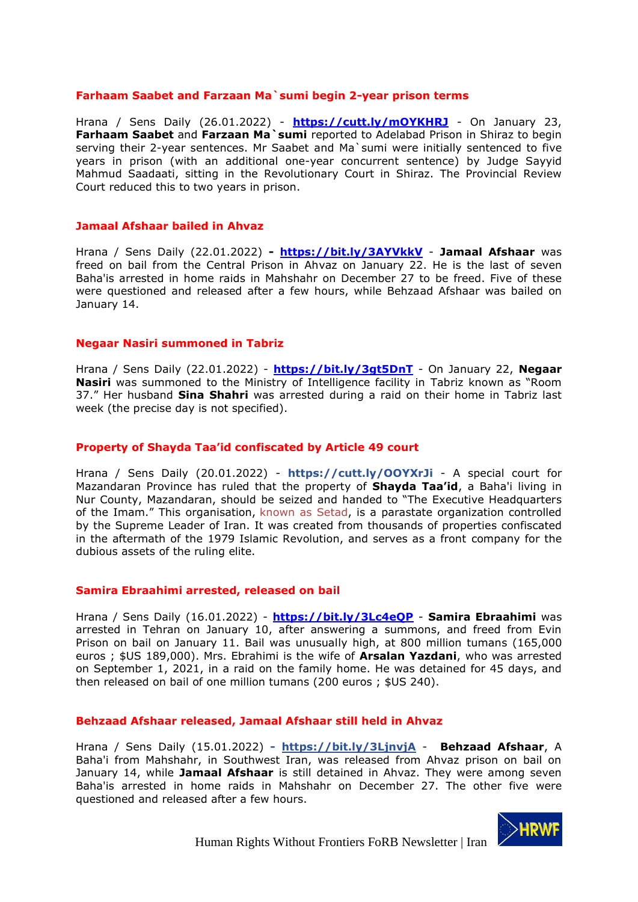### Farhaam Saabet and Farzaan Ma`sumi begin 2-year prison terms

Hrana / Sens Daily (26.01.2022) - **https://cutt.ly/mOYKHRJ** - On January 23, **Farhaam Saabet** and **Farzaan Ma`sumi** reported to Adelabad Prison in Shiraz to begin serving their 2-year sentences. Mr Saabet and Ma`sumi were initially sentenced to five years in prison (with an additional one-year concurrent sentence) by Judge Sayyid Mahmud Saadaati, sitting in the Revolutionary Court in Shiraz. The Provincial Review Court reduced this to two years in prison.

### Jamaal Afshaar bailed in Ahvaz

Hrana / Sens Daily (22.01.2022) **-** **https://bit.ly/3AYVkkV** - **Jamaal Afshaar** was freed on bail from the Central Prison in Ahvaz on January 22. He is the last of seven Baha'is arrested in home raids in Mahshahr on December 27 to be freed. Five of these were questioned and released after a few hours, while Behzaad Afshaar was bailed on January 14.

### Negaar Nasiri summoned in Tabriz

Hrana / Sens Daily (22.01.2022) - **https://bit.ly/3gt5DnT** - On January 22, **Negaar Nasiri** was summoned to the Ministry of Intelligence facility in Tabriz known as "Room 37." Her husband **Sina Shahri** was arrested during a raid on their home in Tabriz last week (the precise day is not specified).

### Property of Shayda Taa'id confiscated by Article 49 court

Hrana / Sens Daily (20.01.2022) - **https://cutt.ly/OOYXrJi** - A special court for Mazandaran Province has ruled that the property of **Shayda Taa'id**, a Baha'i living in Nur County, Mazandaran, should be seized and handed to "The Executive Headquarters of the Imam." This organisation, known as Setad, is a parastate organization controlled by the Supreme Leader of Iran. It was created from thousands of properties confiscated in the aftermath of the 1979 Islamic Revolution, and serves as a front company for the dubious assets of the ruling elite.

### Samira Ebraahimi arrested, released on bail

Hrana / Sens Daily (16.01.2022) - **https://bit.ly/3Lc4eQP** - **Samira Ebraahimi** was arrested in Tehran on January 10, after answering a summons, and freed from Evin Prison on bail on January 11. Bail was unusually high, at 800 million tumans (165,000 euros ; $US 189,000). Mrs. Ebrahimi is the wife of **Arsalan Yazdani**, who was arrested on September 1, 2021, in a raid on the family home. He was detained for 45 days, and then released on bail of one million tumans (200 euros ; $US 240).

### Behzaad Afshaar released, Jamaal Afshaar still held in Ahvaz

Hrana / Sens Daily (15.01.2022) **-** **https://bit.ly/3LjnvjA** - **Behzaad Afshaar**, A Baha'i from Mahshahr, in Southwest Iran, was released from Ahvaz prison on bail on January 14, while **Jamaal Afshaar** is still detained in Ahvaz. They were among seven Baha'is arrested in home raids in Mahshahr on December 27. The other five were questioned and released after a few hours.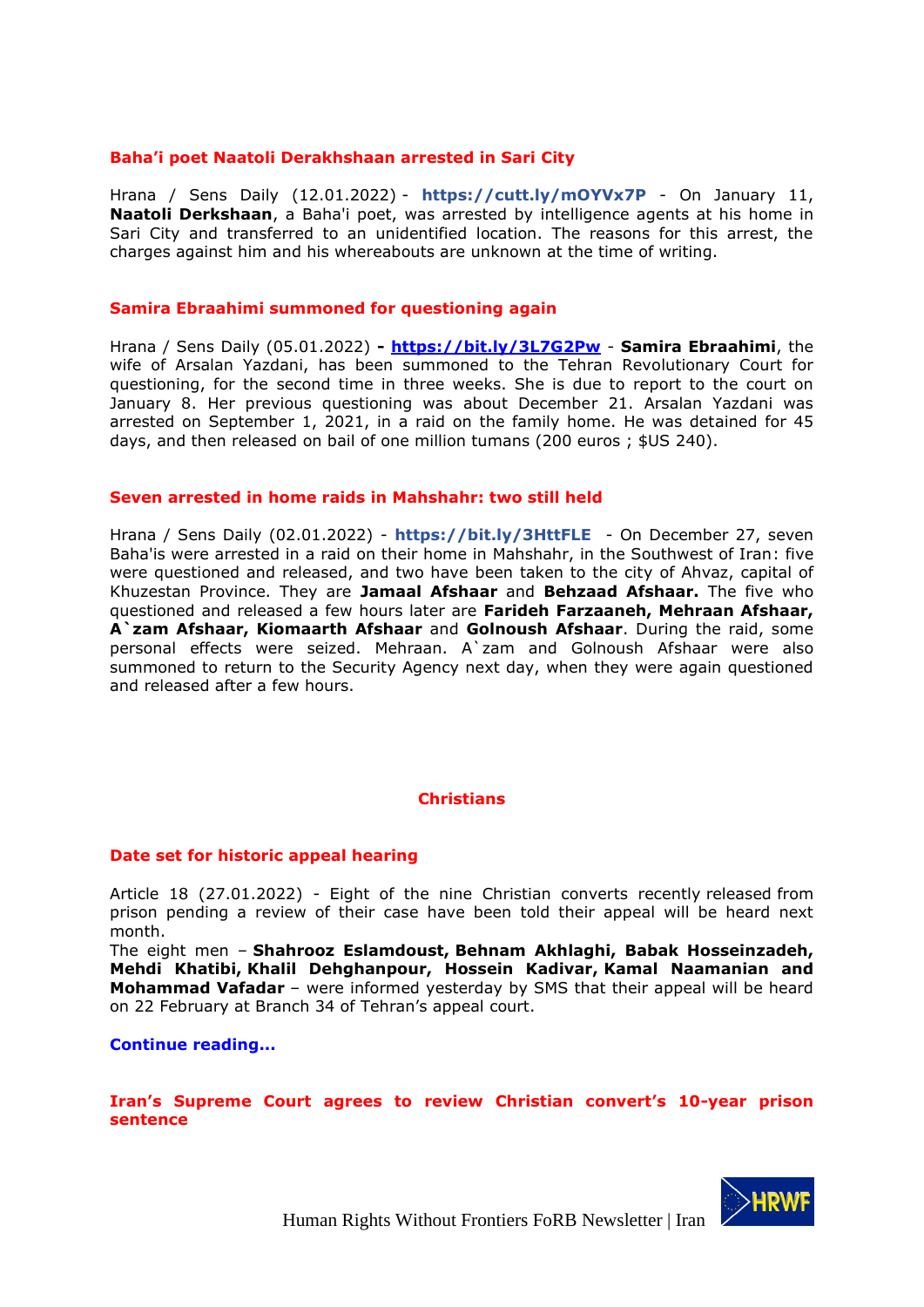### Baha'i poet Naatoli Derakhshaan arrested in Sari City

Hrana / Sens Daily (12.01.2022) - **https://cutt.ly/mOYVx7P** - On January 11, **Naatoli Derkshaan**, a Baha'i poet, was arrested by intelligence agents at his home in Sari City and transferred to an unidentified location. The reasons for this arrest, the charges against him and his whereabouts are unknown at the time of writing.

### Samira Ebraahimi summoned for questioning again

Hrana / Sens Daily (05.01.2022) **-** **https://bit.ly/3L7G2Pw** - **Samira Ebraahimi**, the wife of Arsalan Yazdani, has been summoned to the Tehran Revolutionary Court for questioning, for the second time in three weeks. She is due to report to the court on January 8. Her previous questioning was about December 21. Arsalan Yazdani was arrested on September 1, 2021, in a raid on the family home. He was detained for 45 days, and then released on bail of one million tumans (200 euros ; $US 240).

### Seven arrested in home raids in Mahshahr: two still held

Hrana / Sens Daily (02.01.2022) - **https://bit.ly/3HttFLE** - On December 27, seven Baha'is were arrested in a raid on their home in Mahshahr, in the Southwest of Iran: five were questioned and released, and two have been taken to the city of Ahvaz, capital of Khuzestan Province. They are **Jamaal Afshaar** and **Behzaad Afshaar.** The five who questioned and released a few hours later are **Farideh Farzaaneh, Mehraan Afshaar, A`zam Afshaar, Kiomaarth Afshaar** and **Golnoush Afshaar**. During the raid, some personal effects were seized. Mehraan. A`zam and Golnoush Afshaar were also summoned to return to the Security Agency next day, when they were again questioned and released after a few hours.

## Christians

### Date set for historic appeal hearing

Article 18 (27.01.2022) - Eight of the nine Christian converts recently released from prison pending a review of their case have been told their appeal will be heard next month.

The eight men – **Shahrooz Eslamdoust, Behnam Akhlaghi, Babak Hosseinzadeh, Mehdi Khatibi, Khalil Dehghanpour, Hossein Kadivar, Kamal Naamanian and Mohammad Vafadar** – were informed yesterday by SMS that their appeal will be heard on 22 February at Branch 34 of Tehran's appeal court.

**Continue reading…**

### Iran's Supreme Court agrees to review Christian convert's 10-year prison sentence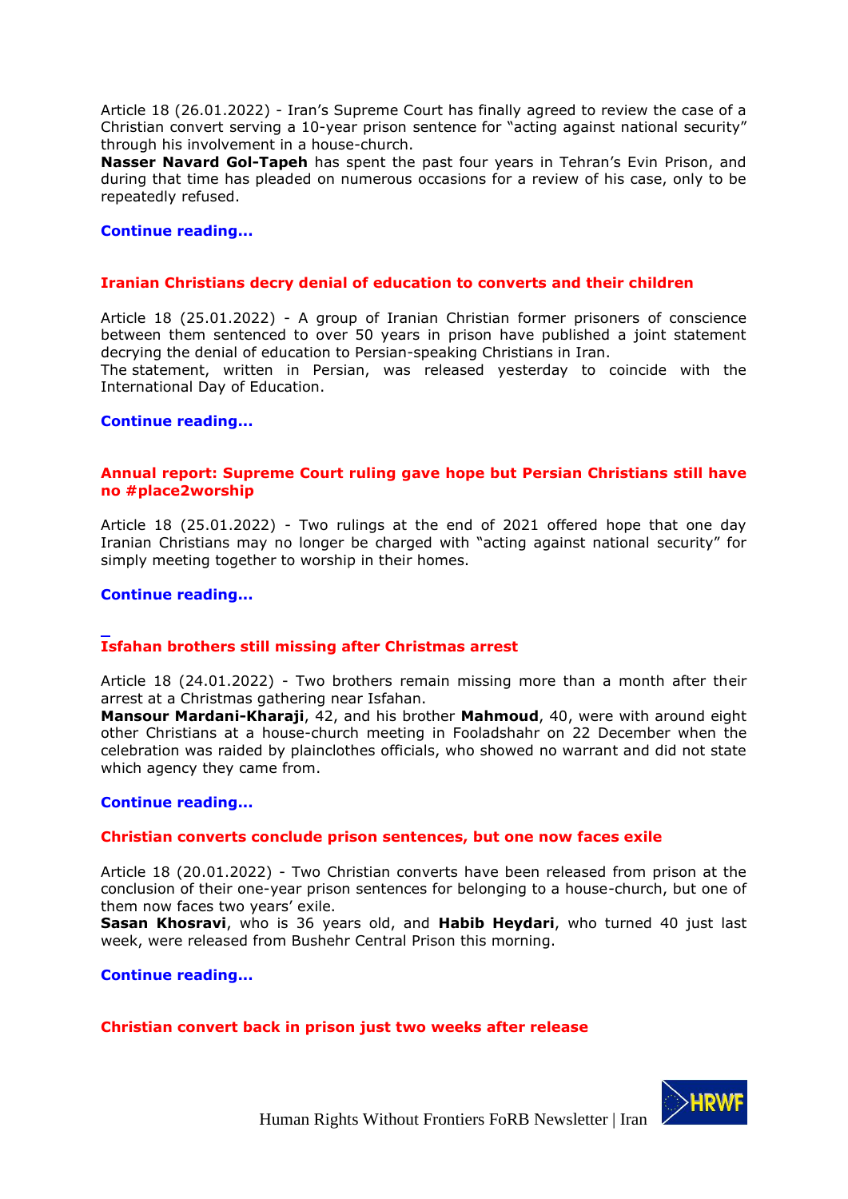Article 18 (26.01.2022) - Iran's Supreme Court has finally agreed to review the case of a Christian convert serving a 10-year prison sentence for "acting against national security" through his involvement in a house-church.

**Nasser Navard Gol-Tapeh** has spent the past four years in Tehran's Evin Prison, and during that time has pleaded on numerous occasions for a review of his case, only to be repeatedly refused.

**Continue reading…**

### Iranian Christians decry denial of education to converts and their children

Article 18 (25.01.2022) - A group of Iranian Christian former prisoners of conscience between them sentenced to over 50 years in prison have published a joint statement decrying the denial of education to Persian-speaking Christians in Iran.

The statement, written in Persian, was released yesterday to coincide with the International Day of Education.

**Continue reading…**

### Annual report: Supreme Court ruling gave hope but Persian Christians still have no #place2worship

Article 18 (25.01.2022) - Two rulings at the end of 2021 offered hope that one day Iranian Christians may no longer be charged with "acting against national security" for simply meeting together to worship in their homes.

**Continue reading…**

### Isfahan brothers still missing after Christmas arrest

Article 18 (24.01.2022) - Two brothers remain missing more than a month after their arrest at a Christmas gathering near Isfahan.

**Mansour Mardani-Kharaji**, 42, and his brother **Mahmoud**, 40, were with around eight other Christians at a house-church meeting in Fooladshahr on 22 December when the celebration was raided by plainclothes officials, who showed no warrant and did not state which agency they came from.

**Continue reading…**

### Christian converts conclude prison sentences, but one now faces exile

Article 18 (20.01.2022) - Two Christian converts have been released from prison at the conclusion of their one-year prison sentences for belonging to a house-church, but one of them now faces two years' exile.

**Sasan Khosravi**, who is 36 years old, and **Habib Heydari**, who turned 40 just last week, were released from Bushehr Central Prison this morning.

**Continue reading…**

### Christian convert back in prison just two weeks after release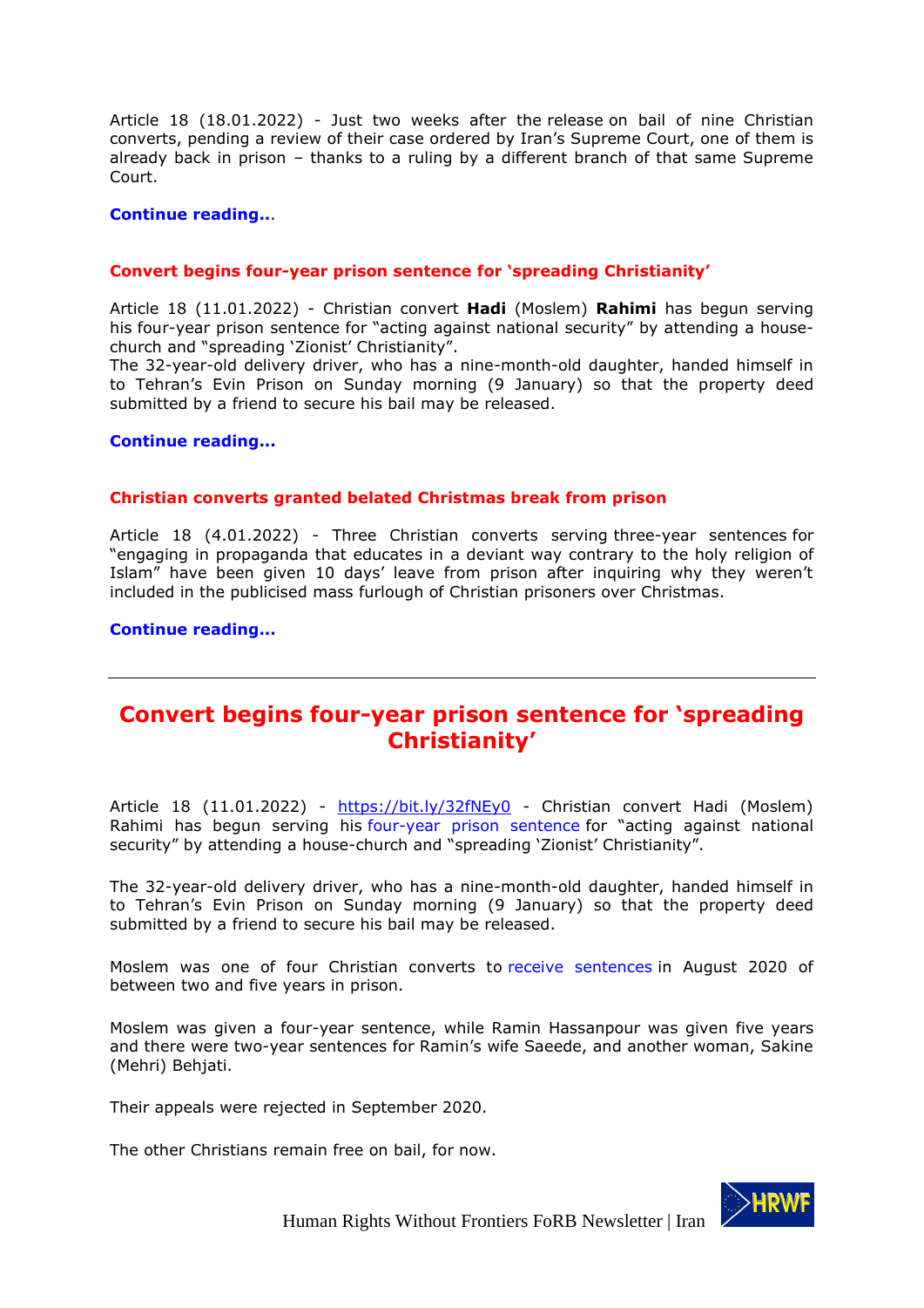Article 18 (18.01.2022) - Just two weeks after the release on bail of nine Christian converts, pending a review of their case ordered by Iran's Supreme Court, one of them is already back in prison – thanks to a ruling by a different branch of that same Supreme Court.

**Continue reading...**

**Convert begins four-year prison sentence for 'spreading Christianity'**

Article 18 (11.01.2022) - Christian convert **Hadi** (Moslem) **Rahimi** has begun serving his four-year prison sentence for "acting against national security" by attending a house-church and "spreading 'Zionist' Christianity".
The 32-year-old delivery driver, who has a nine-month-old daughter, handed himself in to Tehran's Evin Prison on Sunday morning (9 January) so that the property deed submitted by a friend to secure his bail may be released.

**Continue reading...**

**Christian converts granted belated Christmas break from prison**

Article 18 (4.01.2022) - Three Christian converts serving three-year sentences for "engaging in propaganda that educates in a deviant way contrary to the holy religion of Islam" have been given 10 days' leave from prison after inquiring why they weren't included in the publicised mass furlough of Christian prisoners over Christmas.

**Continue reading...**

---

# Convert begins four-year prison sentence for 'spreading Christianity'

Article 18 (11.01.2022) - https://bit.ly/32fNEy0 - Christian convert Hadi (Moslem) Rahimi has begun serving his four-year prison sentence for "acting against national security" by attending a house-church and "spreading 'Zionist' Christianity".

The 32-year-old delivery driver, who has a nine-month-old daughter, handed himself in to Tehran's Evin Prison on Sunday morning (9 January) so that the property deed submitted by a friend to secure his bail may be released.

Moslem was one of four Christian converts to receive sentences in August 2020 of between two and five years in prison.

Moslem was given a four-year sentence, while Ramin Hassanpour was given five years and there were two-year sentences for Ramin's wife Saeede, and another woman, Sakine (Mehri) Behjati.

Their appeals were rejected in September 2020.

The other Christians remain free on bail, for now.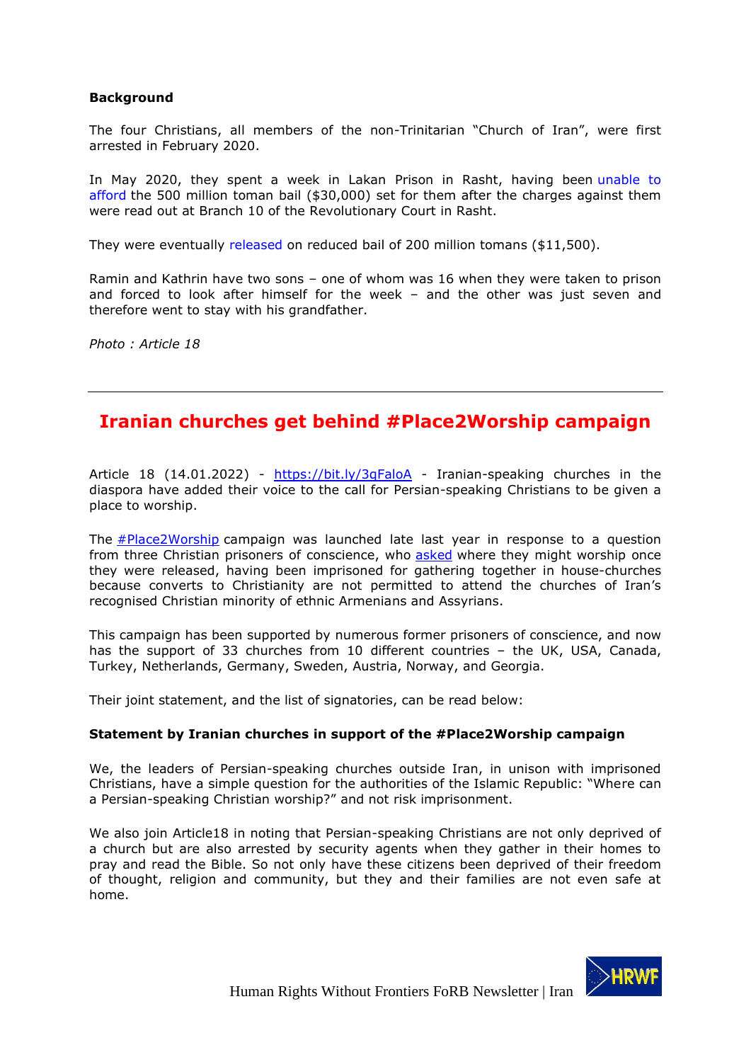**Background**

The four Christians, all members of the non-Trinitarian "Church of Iran", were first arrested in February 2020.

In May 2020, they spent a week in Lakan Prison in Rasht, having been unable to afford the 500 million toman bail ($30,000) set for them after the charges against them were read out at Branch 10 of the Revolutionary Court in Rasht.

They were eventually released on reduced bail of 200 million tomans ($11,500).

Ramin and Kathrin have two sons – one of whom was 16 when they were taken to prison and forced to look after himself for the week – and the other was just seven and therefore went to stay with his grandfather.

*Photo : Article 18*

---

## Iranian churches get behind #Place2Worship campaign

Article 18 (14.01.2022) - https://bit.ly/3qFaloA - Iranian-speaking churches in the diaspora have added their voice to the call for Persian-speaking Christians to be given a place to worship.

The #Place2Worship campaign was launched late last year in response to a question from three Christian prisoners of conscience, who asked where they might worship once they were released, having been imprisoned for gathering together in house-churches because converts to Christianity are not permitted to attend the churches of Iran's recognised Christian minority of ethnic Armenians and Assyrians.

This campaign has been supported by numerous former prisoners of conscience, and now has the support of 33 churches from 10 different countries – the UK, USA, Canada, Turkey, Netherlands, Germany, Sweden, Austria, Norway, and Georgia.

Their joint statement, and the list of signatories, can be read below:

**Statement by Iranian churches in support of the #Place2Worship campaign**

We, the leaders of Persian-speaking churches outside Iran, in unison with imprisoned Christians, have a simple question for the authorities of the Islamic Republic: "Where can a Persian-speaking Christian worship?" and not risk imprisonment.

We also join Article18 in noting that Persian-speaking Christians are not only deprived of a church but are also arrested by security agents when they gather in their homes to pray and read the Bible. So not only have these citizens been deprived of their freedom of thought, religion and community, but they and their families are not even safe at home.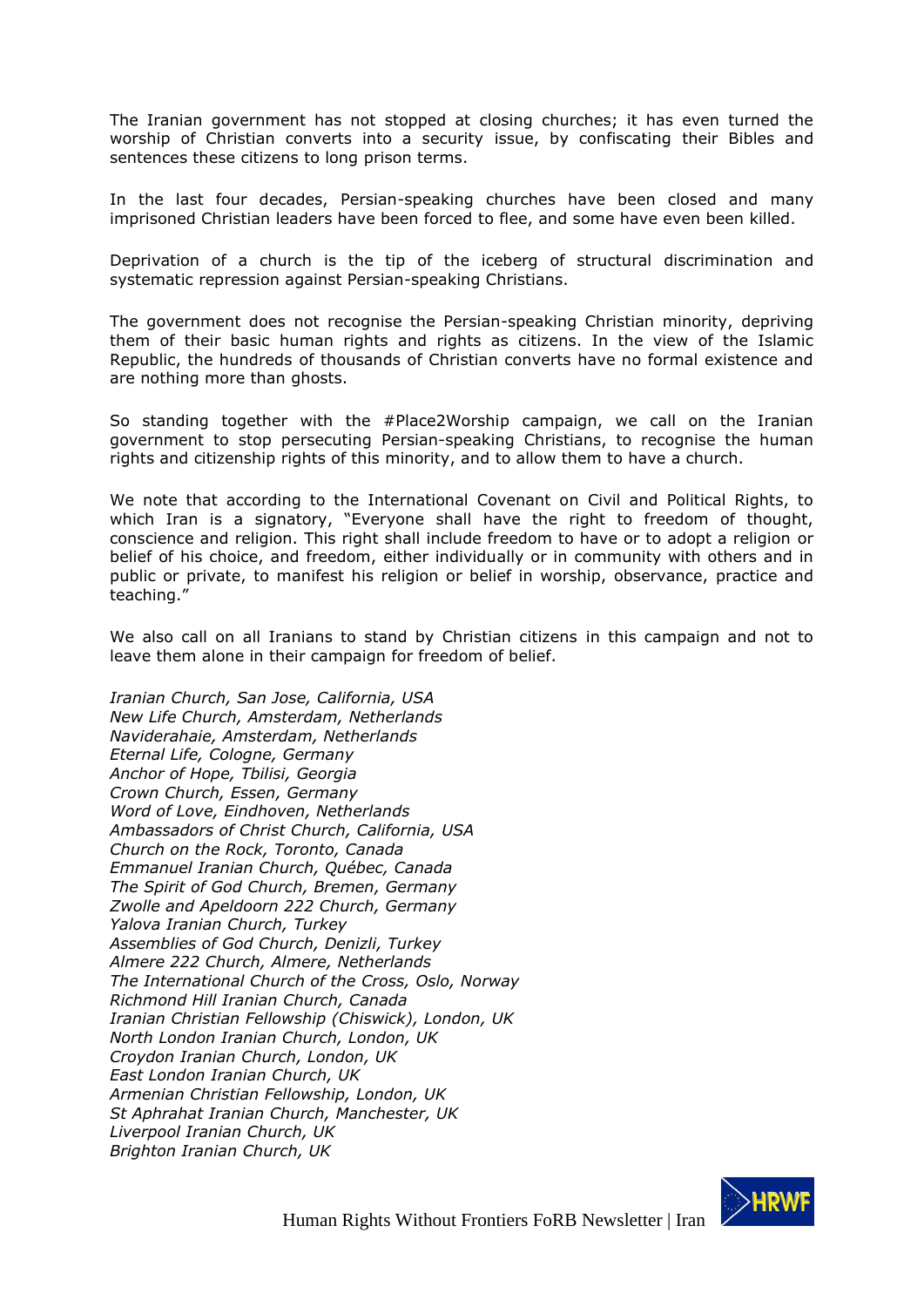The Iranian government has not stopped at closing churches; it has even turned the worship of Christian converts into a security issue, by confiscating their Bibles and sentences these citizens to long prison terms.

In the last four decades, Persian-speaking churches have been closed and many imprisoned Christian leaders have been forced to flee, and some have even been killed.

Deprivation of a church is the tip of the iceberg of structural discrimination and systematic repression against Persian-speaking Christians.

The government does not recognise the Persian-speaking Christian minority, depriving them of their basic human rights and rights as citizens. In the view of the Islamic Republic, the hundreds of thousands of Christian converts have no formal existence and are nothing more than ghosts.

So standing together with the #Place2Worship campaign, we call on the Iranian government to stop persecuting Persian-speaking Christians, to recognise the human rights and citizenship rights of this minority, and to allow them to have a church.

We note that according to the International Covenant on Civil and Political Rights, to which Iran is a signatory, "Everyone shall have the right to freedom of thought, conscience and religion. This right shall include freedom to have or to adopt a religion or belief of his choice, and freedom, either individually or in community with others and in public or private, to manifest his religion or belief in worship, observance, practice and teaching."

We also call on all Iranians to stand by Christian citizens in this campaign and not to leave them alone in their campaign for freedom of belief.

*Iranian Church, San Jose, California, USA*
*New Life Church, Amsterdam, Netherlands*
*Naviderahaie, Amsterdam, Netherlands*
*Eternal Life, Cologne, Germany*
*Anchor of Hope, Tbilisi, Georgia*
*Crown Church, Essen, Germany*
*Word of Love, Eindhoven, Netherlands*
*Ambassadors of Christ Church, California, USA*
*Church on the Rock, Toronto, Canada*
*Emmanuel Iranian Church, Québec, Canada*
*The Spirit of God Church, Bremen, Germany*
*Zwolle and Apeldoorn 222 Church, Germany*
*Yalova Iranian Church, Turkey*
*Assemblies of God Church, Denizli, Turkey*
*Almere 222 Church, Almere, Netherlands*
*The International Church of the Cross, Oslo, Norway*
*Richmond Hill Iranian Church, Canada*
*Iranian Christian Fellowship (Chiswick), London, UK*
*North London Iranian Church, London, UK*
*Croydon Iranian Church, London, UK*
*East London Iranian Church, UK*
*Armenian Christian Fellowship, London, UK*
*St Aphrahat Iranian Church, Manchester, UK*
*Liverpool Iranian Church, UK*
*Brighton Iranian Church, UK*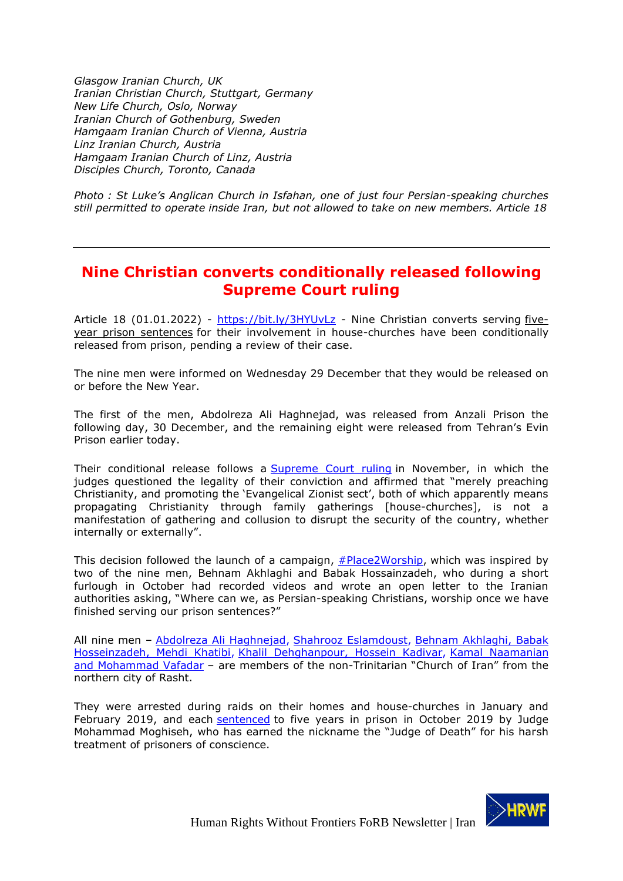*Glasgow Iranian Church, UK*
*Iranian Christian Church, Stuttgart, Germany*
*New Life Church, Oslo, Norway*
*Iranian Church of Gothenburg, Sweden*
*Hamgaam Iranian Church of Vienna, Austria*
*Linz Iranian Church, Austria*
*Hamgaam Iranian Church of Linz, Austria*
*Disciples Church, Toronto, Canada*

*Photo : St Luke's Anglican Church in Isfahan, one of just four Persian-speaking churches still permitted to operate inside Iran, but not allowed to take on new members. Article 18*

---

## Nine Christian converts conditionally released following Supreme Court ruling

Article 18 (01.01.2022) - https://bit.ly/3HYUvLz - Nine Christian converts serving five-year prison sentences for their involvement in house-churches have been conditionally released from prison, pending a review of their case.

The nine men were informed on Wednesday 29 December that they would be released on or before the New Year.

The first of the men, Abdolreza Ali Haghnejad, was released from Anzali Prison the following day, 30 December, and the remaining eight were released from Tehran's Evin Prison earlier today.

Their conditional release follows a Supreme Court ruling in November, in which the judges questioned the legality of their conviction and affirmed that "merely preaching Christianity, and promoting the 'Evangelical Zionist sect', both of which apparently means propagating Christianity through family gatherings [house-churches], is not a manifestation of gathering and collusion to disrupt the security of the country, whether internally or externally".

This decision followed the launch of a campaign, #Place2Worship, which was inspired by two of the nine men, Behnam Akhlaghi and Babak Hossainzadeh, who during a short furlough in October had recorded videos and wrote an open letter to the Iranian authorities asking, "Where can we, as Persian-speaking Christians, worship once we have finished serving our prison sentences?"

All nine men – Abdolreza Ali Haghnejad, Shahrooz Eslamdoust, Behnam Akhlaghi, Babak Hosseinzadeh, Mehdi Khatibi, Khalil Dehghanpour, Hossein Kadivar, Kamal Naamanian and Mohammad Vafadar – are members of the non-Trinitarian "Church of Iran" from the northern city of Rasht.

They were arrested during raids on their homes and house-churches in January and February 2019, and each sentenced to five years in prison in October 2019 by Judge Mohammad Moghiseh, who has earned the nickname the "Judge of Death" for his harsh treatment of prisoners of conscience.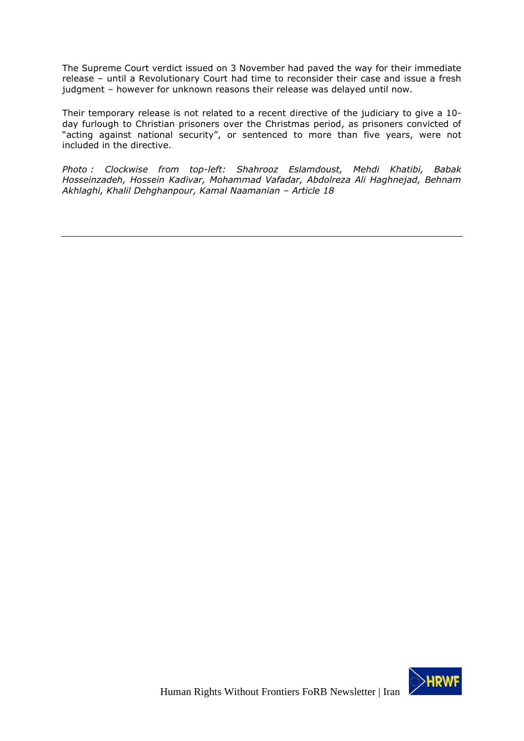The Supreme Court verdict issued on 3 November had paved the way for their immediate release – until a Revolutionary Court had time to reconsider their case and issue a fresh judgment – however for unknown reasons their release was delayed until now.

Their temporary release is not related to a recent directive of the judiciary to give a 10-day furlough to Christian prisoners over the Christmas period, as prisoners convicted of "acting against national security", or sentenced to more than five years, were not included in the directive.

*Photo : Clockwise from top-left: Shahrooz Eslamdoust, Mehdi Khatibi, Babak Hosseinzadeh, Hossein Kadivar, Mohammad Vafadar, Abdolreza Ali Haghnejad, Behnam Akhlaghi, Khalil Dehghanpour, Kamal Naamanian – Article 18*

---